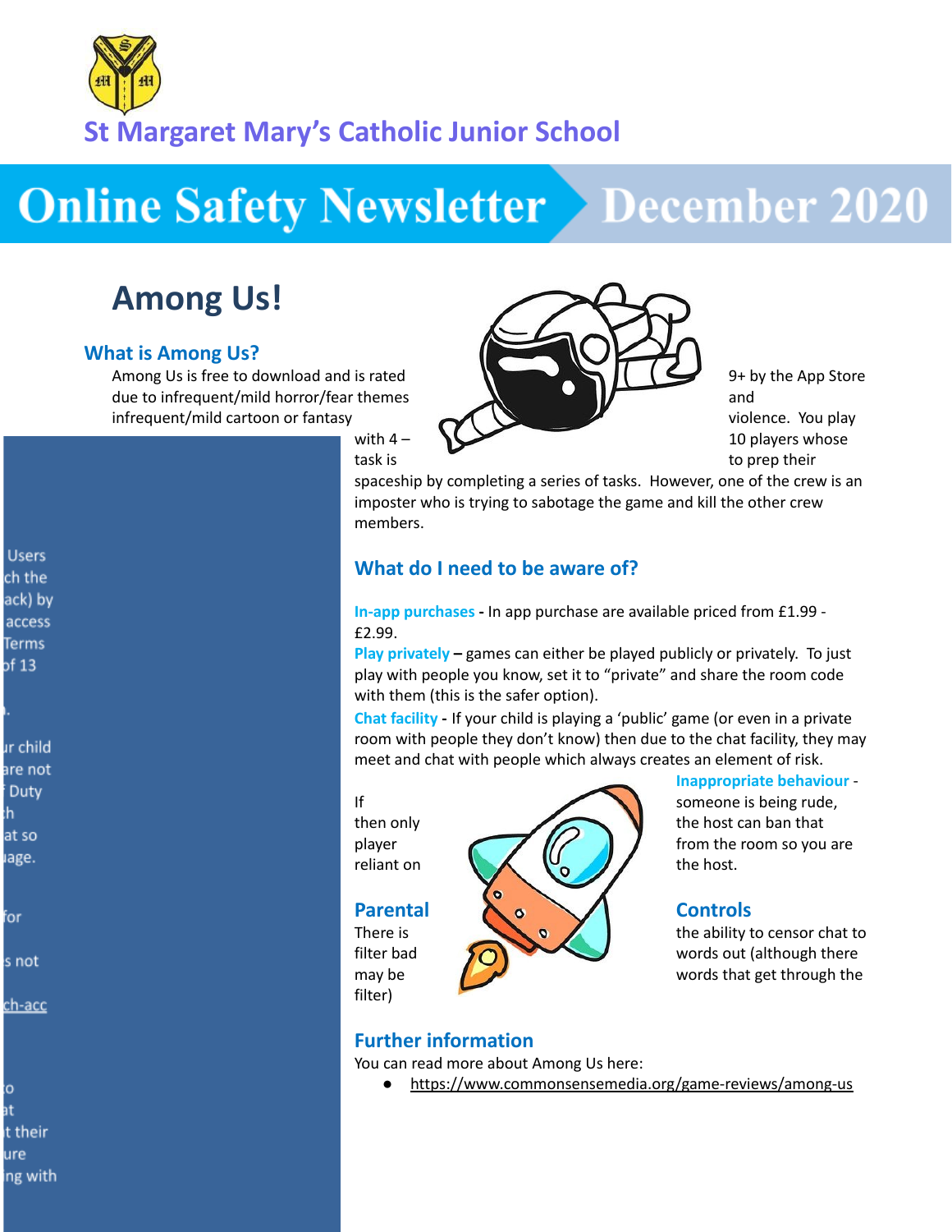# St Margaret Mary's Catholic Junior School

# Online Safety Newsletter December 2020

## Among Us!

### What is Among Us?

Among Us is free to download and is rated 9+ by the App Store due to infrequent/mild horror/fear themes and infrequent/mild cartoon or fantasy violence. You play with 4 – 10 players whose task is to prep their spaceship by completing a series of tasks. However, one of the crew is an imposter who is trying to sabotage the game and kill the other crew members.

### What do I need to be aware of?

**In-app purchases** - In app purchase are available priced from £1.99 - £2.99.

**Play privately** – games can either be played publicly or privately. To just play with people you know, set it to "private" and share the room code with them (this is the safer option).

**Chat facility** - If your child is playing a 'public' game (or even in a private room with people they don't know) then due to the chat facility, they may meet and chat with people which always creates an element of risk.

If **Inappropriate behaviour** - someone is being rude, then only the host can ban that player from the room so you are reliant on the host.

**Parental Controls**

There is the ability to censor chat to filter bad words out (although there may be words that get through the filter)

### Further information

You can read more about Among Us here:

- https://www.commonsensemedia.org/game-reviews/among-us

Users
ch the
ack) by
access
Terms
of 13

.

ur child
are not
Duty
th
at so
age.

for

s not

ch-acc

o
at
t their
ure
ng with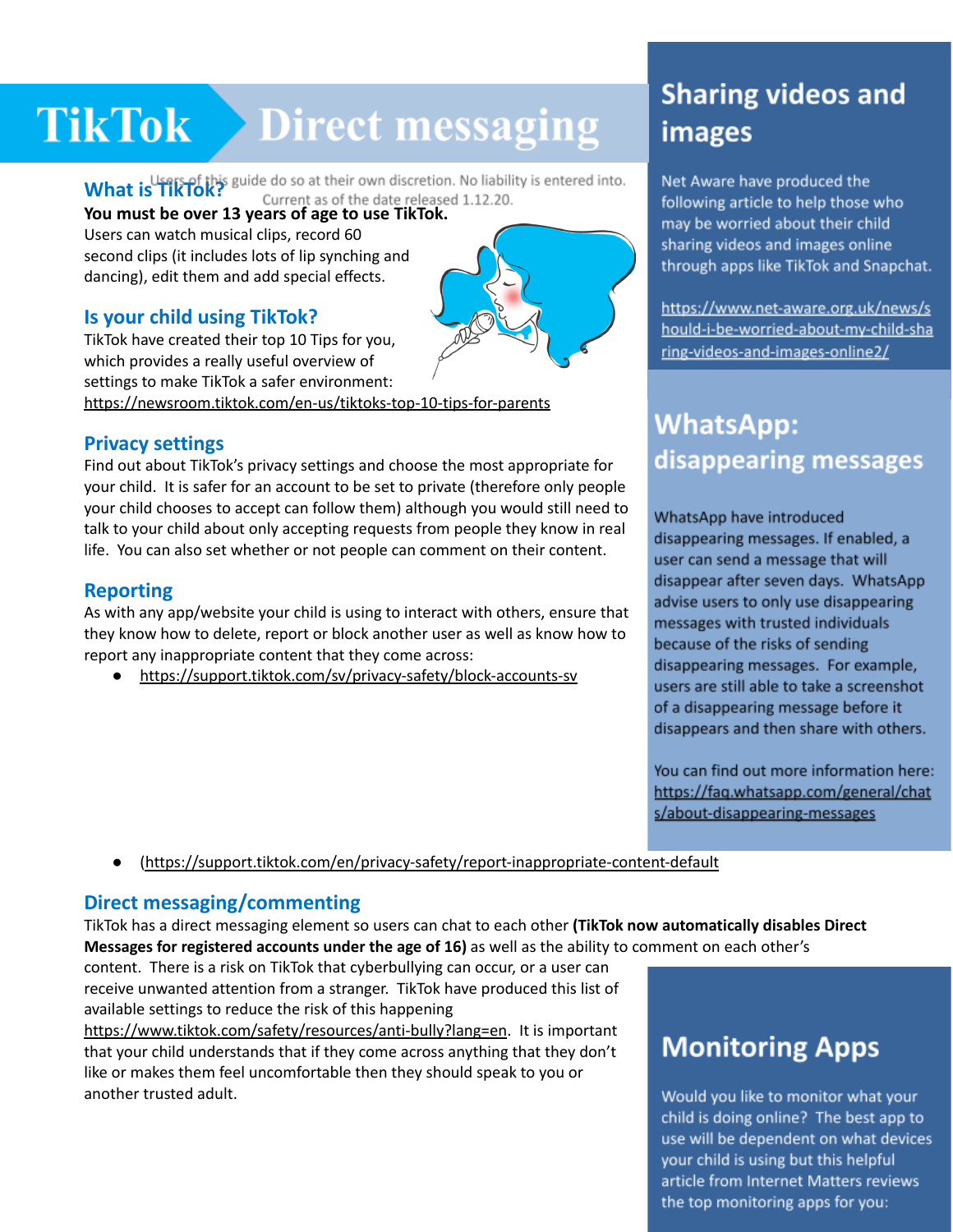# TikTok Direct messaging

Users of this guide do so at their own discretion. No liability is entered into. Current as of the date released 1.12.20.

## What is TikTok?

**You must be over 13 years of age to use TikTok.**

Users can watch musical clips, record 60 second clips (it includes lots of lip synching and dancing), edit them and add special effects.

## Is your child using TikTok?

TikTok have created their top 10 Tips for you, which provides a really useful overview of settings to make TikTok a safer environment: https://newsroom.tiktok.com/en-us/tiktoks-top-10-tips-for-parents

## Privacy settings

Find out about TikTok's privacy settings and choose the most appropriate for your child. It is safer for an account to be set to private (therefore only people your child chooses to accept can follow them) although you would still need to talk to your child about only accepting requests from people they know in real life. You can also set whether or not people can comment on their content.

## Reporting

As with any app/website your child is using to interact with others, ensure that they know how to delete, report or block another user as well as know how to report any inappropriate content that they come across:

- https://support.tiktok.com/sv/privacy-safety/block-accounts-sv
- (https://support.tiktok.com/en/privacy-safety/report-inappropriate-content-default

## Direct messaging/commenting

TikTok has a direct messaging element so users can chat to each other **(TikTok now automatically disables Direct Messages for registered accounts under the age of 16)** as well as the ability to comment on each other's content. There is a risk on TikTok that cyberbullying can occur, or a user can receive unwanted attention from a stranger. TikTok have produced this list of available settings to reduce the risk of this happening https://www.tiktok.com/safety/resources/anti-bully?lang=en. It is important that your child understands that if they come across anything that they don't like or makes them feel uncomfortable then they should speak to you or another trusted adult.

## Sharing videos and images

Net Aware have produced the following article to help those who may be worried about their child sharing videos and images online through apps like TikTok and Snapchat.

https://www.net-aware.org.uk/news/should-i-be-worried-about-my-child-sharing-videos-and-images-online2/

## WhatsApp: disappearing messages

WhatsApp have introduced disappearing messages. If enabled, a user can send a message that will disappear after seven days. WhatsApp advise users to only use disappearing messages with trusted individuals because of the risks of sending disappearing messages. For example, users are still able to take a screenshot of a disappearing message before it disappears and then share with others.

You can find out more information here: https://faq.whatsapp.com/general/chats/about-disappearing-messages

## Monitoring Apps

Would you like to monitor what your child is doing online? The best app to use will be dependent on what devices your child is using but this helpful article from Internet Matters reviews the top monitoring apps for you: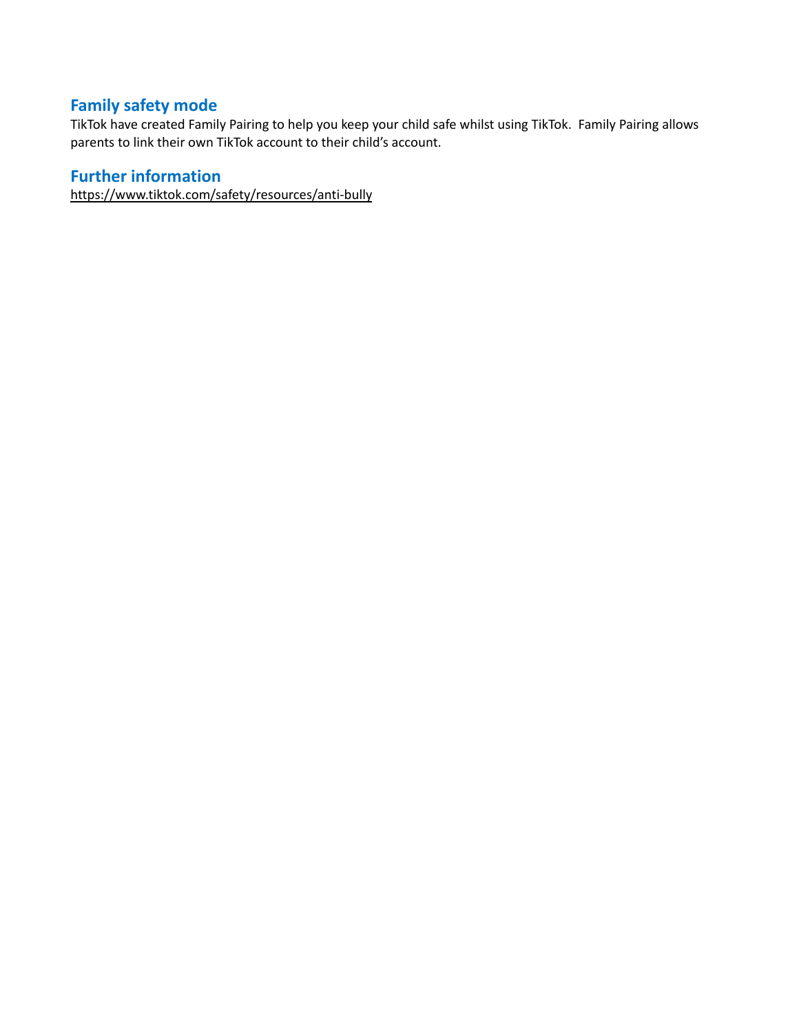## Family safety mode

TikTok have created Family Pairing to help you keep your child safe whilst using TikTok.  Family Pairing allows parents to link their own TikTok account to their child's account.

## Further information

https://www.tiktok.com/safety/resources/anti-bully